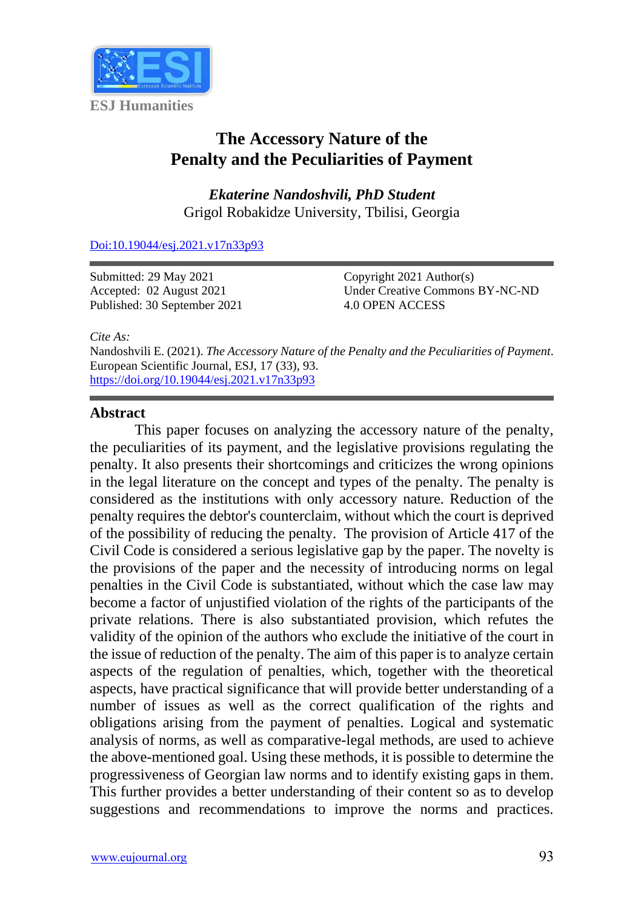ESJ Humanities

# The Accessory Nature of the Penalty and the Peculiarities of Payment

***Ekaterine Nandoshvili, PhD Student***
Grigol Robakidze University, Tbilisi, Georgia

[Doi:10.19044/esj.2021.v17n33p93](https://doi.org/10.19044/esj.2021.v17n33p93)

Submitted: 29 May 2021
Accepted: 02 August 2021
Published: 30 September 2021

Copyright 2021 Author(s)
Under Creative Commons BY-NC-ND 4.0 OPEN ACCESS

*Cite As:*
Nandoshvili E. (2021). *The Accessory Nature of the Penalty and the Peculiarities of Payment*. European Scientific Journal, ESJ, 17 (33), 93. https://doi.org/10.19044/esj.2021.v17n33p93

## Abstract

This paper focuses on analyzing the accessory nature of the penalty, the peculiarities of its payment, and the legislative provisions regulating the penalty. It also presents their shortcomings and criticizes the wrong opinions in the legal literature on the concept and types of the penalty. The penalty is considered as the institutions with only accessory nature. Reduction of the penalty requires the debtor's counterclaim, without which the court is deprived of the possibility of reducing the penalty. The provision of Article 417 of the Civil Code is considered a serious legislative gap by the paper. The novelty is the provisions of the paper and the necessity of introducing norms on legal penalties in the Civil Code is substantiated, without which the case law may become a factor of unjustified violation of the rights of the participants of the private relations. There is also substantiated provision, which refutes the validity of the opinion of the authors who exclude the initiative of the court in the issue of reduction of the penalty. The aim of this paper is to analyze certain aspects of the regulation of penalties, which, together with the theoretical aspects, have practical significance that will provide better understanding of a number of issues as well as the correct qualification of the rights and obligations arising from the payment of penalties. Logical and systematic analysis of norms, as well as comparative-legal methods, are used to achieve the above-mentioned goal. Using these methods, it is possible to determine the progressiveness of Georgian law norms and to identify existing gaps in them. This further provides a better understanding of their content so as to develop suggestions and recommendations to improve the norms and practices.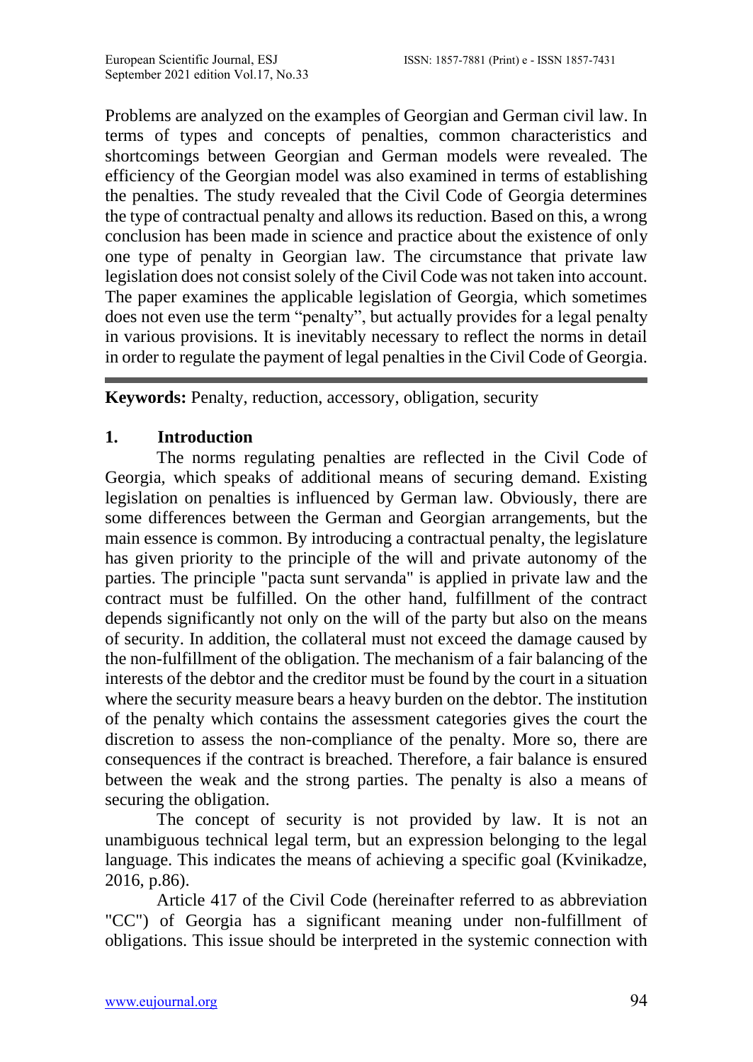Problems are analyzed on the examples of Georgian and German civil law. In terms of types and concepts of penalties, common characteristics and shortcomings between Georgian and German models were revealed. The efficiency of the Georgian model was also examined in terms of establishing the penalties. The study revealed that the Civil Code of Georgia determines the type of contractual penalty and allows its reduction. Based on this, a wrong conclusion has been made in science and practice about the existence of only one type of penalty in Georgian law. The circumstance that private law legislation does not consist solely of the Civil Code was not taken into account. The paper examines the applicable legislation of Georgia, which sometimes does not even use the term "penalty", but actually provides for a legal penalty in various provisions. It is inevitably necessary to reflect the norms in detail in order to regulate the payment of legal penalties in the Civil Code of Georgia.

---

**Keywords:** Penalty, reduction, accessory, obligation, security

## 1. Introduction

The norms regulating penalties are reflected in the Civil Code of Georgia, which speaks of additional means of securing demand. Existing legislation on penalties is influenced by German law. Obviously, there are some differences between the German and Georgian arrangements, but the main essence is common. By introducing a contractual penalty, the legislature has given priority to the principle of the will and private autonomy of the parties. The principle "pacta sunt servanda" is applied in private law and the contract must be fulfilled. On the other hand, fulfillment of the contract depends significantly not only on the will of the party but also on the means of security. In addition, the collateral must not exceed the damage caused by the non-fulfillment of the obligation. The mechanism of a fair balancing of the interests of the debtor and the creditor must be found by the court in a situation where the security measure bears a heavy burden on the debtor. The institution of the penalty which contains the assessment categories gives the court the discretion to assess the non-compliance of the penalty. More so, there are consequences if the contract is breached. Therefore, a fair balance is ensured between the weak and the strong parties. The penalty is also a means of securing the obligation.

The concept of security is not provided by law. It is not an unambiguous technical legal term, but an expression belonging to the legal language. This indicates the means of achieving a specific goal (Kvinikadze, 2016, p.86).

Article 417 of the Civil Code (hereinafter referred to as abbreviation "CC") of Georgia has a significant meaning under non-fulfillment of obligations. This issue should be interpreted in the systemic connection with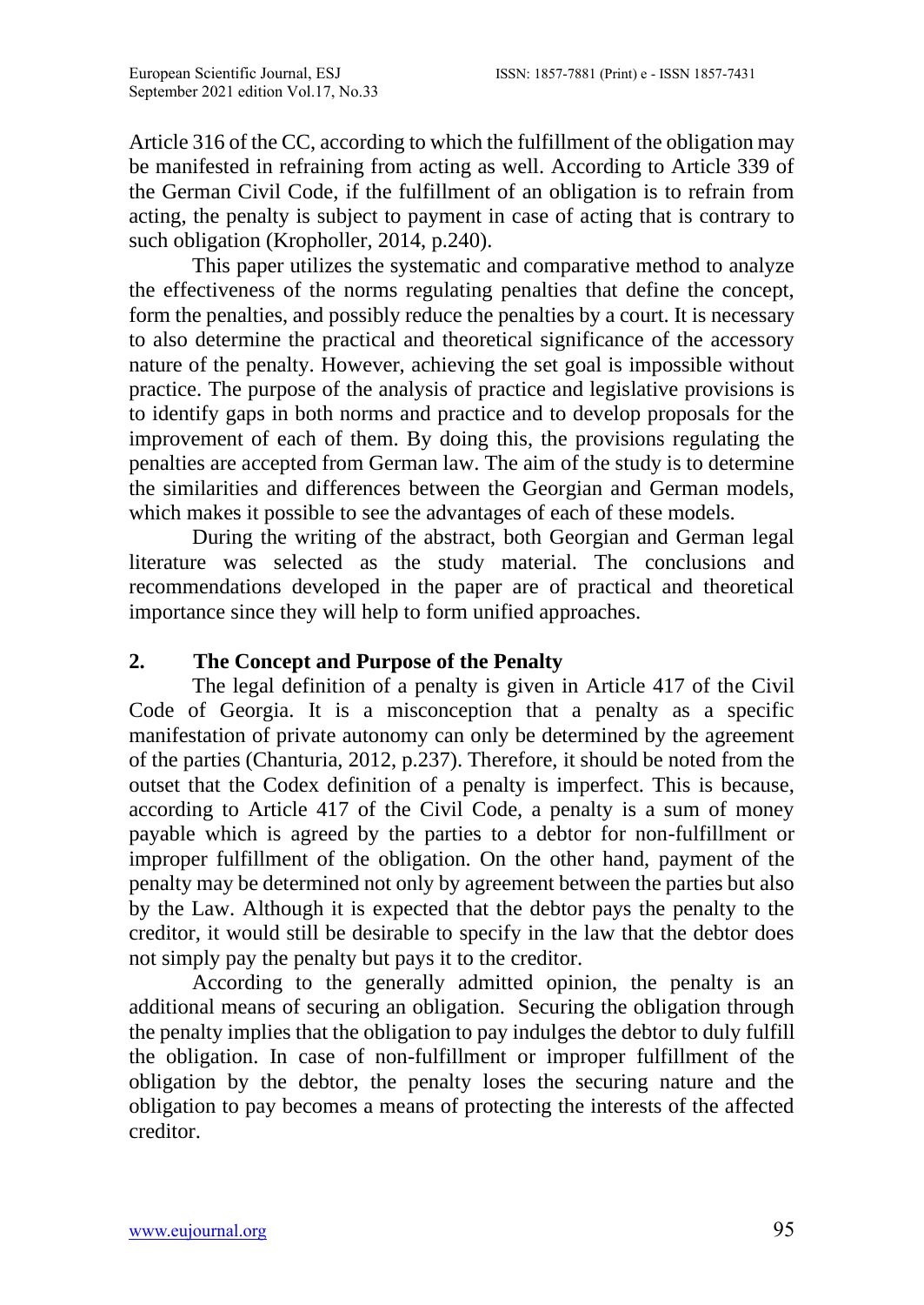Article 316 of the CC, according to which the fulfillment of the obligation may be manifested in refraining from acting as well. According to Article 339 of the German Civil Code, if the fulfillment of an obligation is to refrain from acting, the penalty is subject to payment in case of acting that is contrary to such obligation (Kropholler, 2014, p.240).

This paper utilizes the systematic and comparative method to analyze the effectiveness of the norms regulating penalties that define the concept, form the penalties, and possibly reduce the penalties by a court. It is necessary to also determine the practical and theoretical significance of the accessory nature of the penalty. However, achieving the set goal is impossible without practice. The purpose of the analysis of practice and legislative provisions is to identify gaps in both norms and practice and to develop proposals for the improvement of each of them. By doing this, the provisions regulating the penalties are accepted from German law. The aim of the study is to determine the similarities and differences between the Georgian and German models, which makes it possible to see the advantages of each of these models.

During the writing of the abstract, both Georgian and German legal literature was selected as the study material. The conclusions and recommendations developed in the paper are of practical and theoretical importance since they will help to form unified approaches.

## 2. The Concept and Purpose of the Penalty

The legal definition of a penalty is given in Article 417 of the Civil Code of Georgia. It is a misconception that a penalty as a specific manifestation of private autonomy can only be determined by the agreement of the parties (Chanturia, 2012, p.237). Therefore, it should be noted from the outset that the Codex definition of a penalty is imperfect. This is because, according to Article 417 of the Civil Code, a penalty is a sum of money payable which is agreed by the parties to a debtor for non-fulfillment or improper fulfillment of the obligation. On the other hand, payment of the penalty may be determined not only by agreement between the parties but also by the Law. Although it is expected that the debtor pays the penalty to the creditor, it would still be desirable to specify in the law that the debtor does not simply pay the penalty but pays it to the creditor.

According to the generally admitted opinion, the penalty is an additional means of securing an obligation. Securing the obligation through the penalty implies that the obligation to pay indulges the debtor to duly fulfill the obligation. In case of non-fulfillment or improper fulfillment of the obligation by the debtor, the penalty loses the securing nature and the obligation to pay becomes a means of protecting the interests of the affected creditor.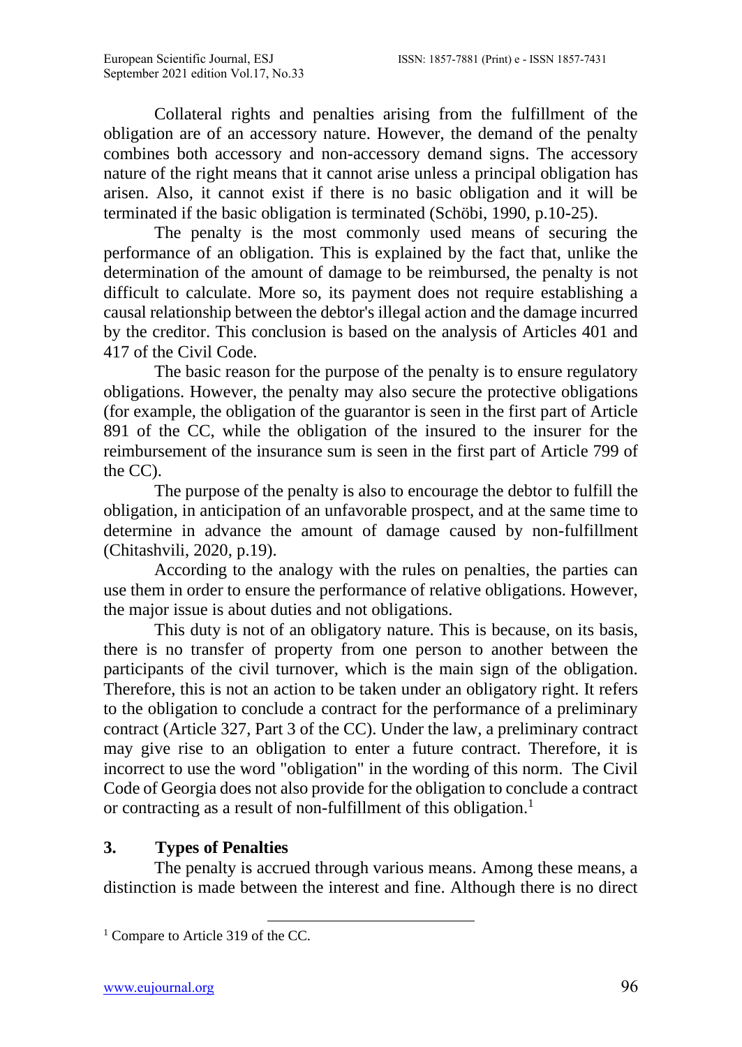Collateral rights and penalties arising from the fulfillment of the obligation are of an accessory nature. However, the demand of the penalty combines both accessory and non-accessory demand signs. The accessory nature of the right means that it cannot arise unless a principal obligation has arisen. Also, it cannot exist if there is no basic obligation and it will be terminated if the basic obligation is terminated (Schöbi, 1990, p.10-25).

The penalty is the most commonly used means of securing the performance of an obligation. This is explained by the fact that, unlike the determination of the amount of damage to be reimbursed, the penalty is not difficult to calculate. More so, its payment does not require establishing a causal relationship between the debtor's illegal action and the damage incurred by the creditor. This conclusion is based on the analysis of Articles 401 and 417 of the Civil Code.

The basic reason for the purpose of the penalty is to ensure regulatory obligations. However, the penalty may also secure the protective obligations (for example, the obligation of the guarantor is seen in the first part of Article 891 of the CC, while the obligation of the insured to the insurer for the reimbursement of the insurance sum is seen in the first part of Article 799 of the CC).

The purpose of the penalty is also to encourage the debtor to fulfill the obligation, in anticipation of an unfavorable prospect, and at the same time to determine in advance the amount of damage caused by non-fulfillment (Chitashvili, 2020, p.19).

According to the analogy with the rules on penalties, the parties can use them in order to ensure the performance of relative obligations. However, the major issue is about duties and not obligations.

This duty is not of an obligatory nature. This is because, on its basis, there is no transfer of property from one person to another between the participants of the civil turnover, which is the main sign of the obligation. Therefore, this is not an action to be taken under an obligatory right. It refers to the obligation to conclude a contract for the performance of a preliminary contract (Article 327, Part 3 of the CC). Under the law, a preliminary contract may give rise to an obligation to enter a future contract. Therefore, it is incorrect to use the word "obligation" in the wording of this norm. The Civil Code of Georgia does not also provide for the obligation to conclude a contract or contracting as a result of non-fulfillment of this obligation.[1]

## 3. Types of Penalties

The penalty is accrued through various means. Among these means, a distinction is made between the interest and fine. Although there is no direct

[1] Compare to Article 319 of the CC.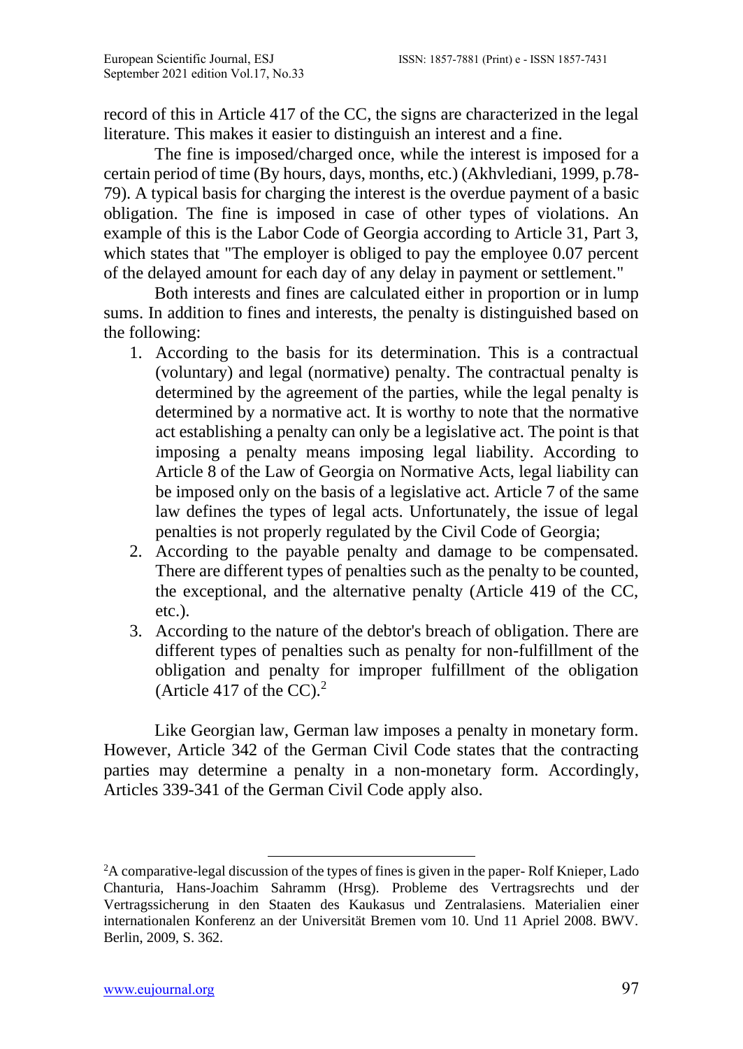record of this in Article 417 of the CC, the signs are characterized in the legal literature. This makes it easier to distinguish an interest and a fine.

The fine is imposed/charged once, while the interest is imposed for a certain period of time (By hours, days, months, etc.) (Akhvlediani, 1999, p.78-79). A typical basis for charging the interest is the overdue payment of a basic obligation. The fine is imposed in case of other types of violations. An example of this is the Labor Code of Georgia according to Article 31, Part 3, which states that "The employer is obliged to pay the employee 0.07 percent of the delayed amount for each day of any delay in payment or settlement."

Both interests and fines are calculated either in proportion or in lump sums. In addition to fines and interests, the penalty is distinguished based on the following:

1. According to the basis for its determination. This is a contractual (voluntary) and legal (normative) penalty. The contractual penalty is determined by the agreement of the parties, while the legal penalty is determined by a normative act. It is worthy to note that the normative act establishing a penalty can only be a legislative act. The point is that imposing a penalty means imposing legal liability. According to Article 8 of the Law of Georgia on Normative Acts, legal liability can be imposed only on the basis of a legislative act. Article 7 of the same law defines the types of legal acts. Unfortunately, the issue of legal penalties is not properly regulated by the Civil Code of Georgia;
2. According to the payable penalty and damage to be compensated. There are different types of penalties such as the penalty to be counted, the exceptional, and the alternative penalty (Article 419 of the CC, etc.).
3. According to the nature of the debtor's breach of obligation. There are different types of penalties such as penalty for non-fulfillment of the obligation and penalty for improper fulfillment of the obligation (Article 417 of the CC).[2]

Like Georgian law, German law imposes a penalty in monetary form. However, Article 342 of the German Civil Code states that the contracting parties may determine a penalty in a non-monetary form. Accordingly, Articles 339-341 of the German Civil Code apply also.

---

[2] A comparative-legal discussion of the types of fines is given in the paper- Rolf Knieper, Lado Chanturia, Hans-Joachim Sahramm (Hrsg). Probleme des Vertragsrechts und der Vertragssicherung in den Staaten des Kaukasus und Zentralasiens. Materialien einer internationalen Konferenz an der Universität Bremen vom 10. Und 11 Apriel 2008. BWV. Berlin, 2009, S. 362.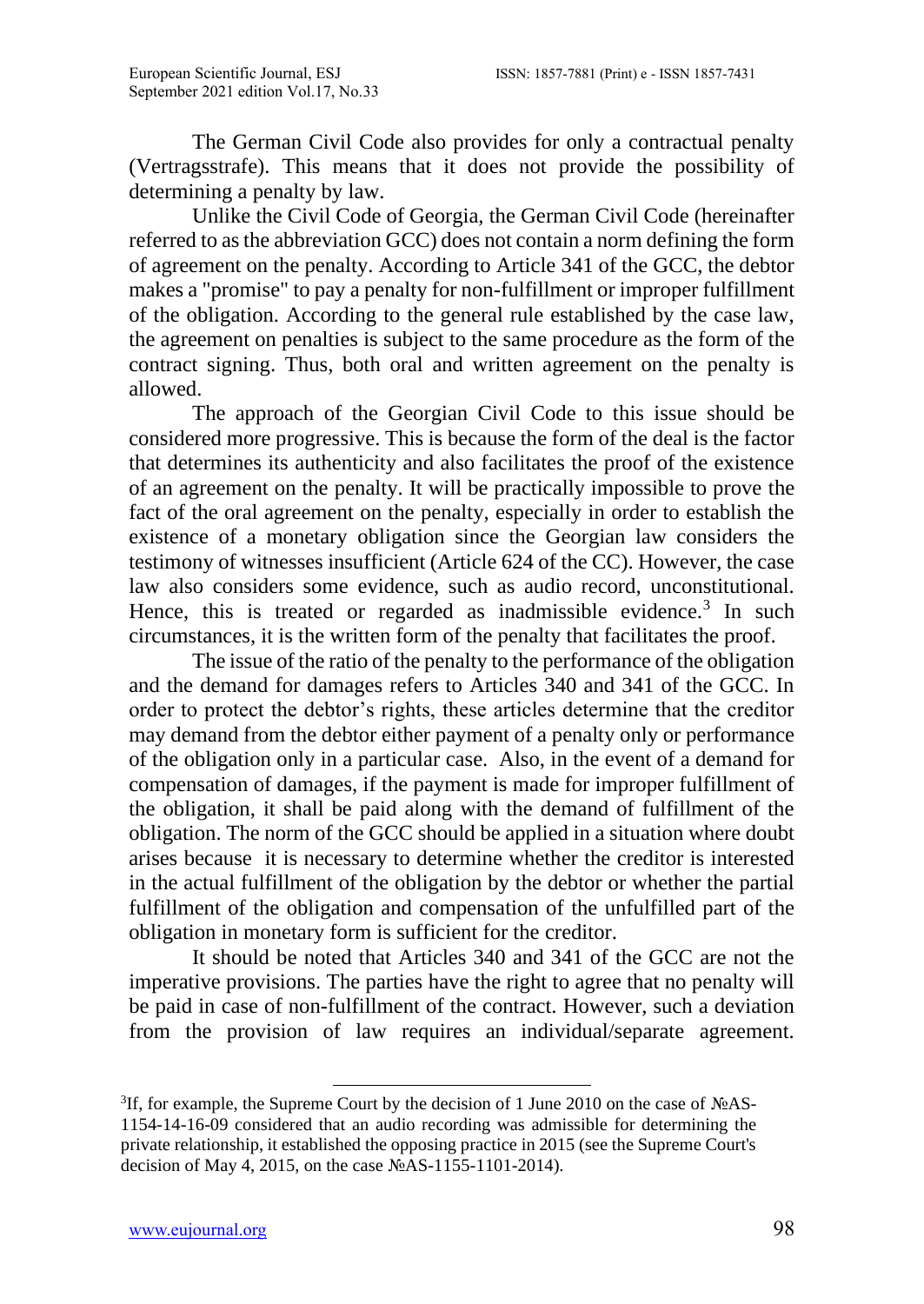The German Civil Code also provides for only a contractual penalty (Vertragsstrafe). This means that it does not provide the possibility of determining a penalty by law.

Unlike the Civil Code of Georgia, the German Civil Code (hereinafter referred to as the abbreviation GCC) does not contain a norm defining the form of agreement on the penalty. According to Article 341 of the GCC, the debtor makes a "promise" to pay a penalty for non-fulfillment or improper fulfillment of the obligation. According to the general rule established by the case law, the agreement on penalties is subject to the same procedure as the form of the contract signing. Thus, both oral and written agreement on the penalty is allowed.

The approach of the Georgian Civil Code to this issue should be considered more progressive. This is because the form of the deal is the factor that determines its authenticity and also facilitates the proof of the existence of an agreement on the penalty. It will be practically impossible to prove the fact of the oral agreement on the penalty, especially in order to establish the existence of a monetary obligation since the Georgian law considers the testimony of witnesses insufficient (Article 624 of the CC). However, the case law also considers some evidence, such as audio record, unconstitutional. Hence, this is treated or regarded as inadmissible evidence.[3] In such circumstances, it is the written form of the penalty that facilitates the proof.

The issue of the ratio of the penalty to the performance of the obligation and the demand for damages refers to Articles 340 and 341 of the GCC. In order to protect the debtor's rights, these articles determine that the creditor may demand from the debtor either payment of a penalty only or performance of the obligation only in a particular case. Also, in the event of a demand for compensation of damages, if the payment is made for improper fulfillment of the obligation, it shall be paid along with the demand of fulfillment of the obligation. The norm of the GCC should be applied in a situation where doubt arises because it is necessary to determine whether the creditor is interested in the actual fulfillment of the obligation by the debtor or whether the partial fulfillment of the obligation and compensation of the unfulfilled part of the obligation in monetary form is sufficient for the creditor.

It should be noted that Articles 340 and 341 of the GCC are not the imperative provisions. The parties have the right to agree that no penalty will be paid in case of non-fulfillment of the contract. However, such a deviation from the provision of law requires an individual/separate agreement.

---

[3] If, for example, the Supreme Court by the decision of 1 June 2010 on the case of №AS-1154-14-16-09 considered that an audio recording was admissible for determining the private relationship, it established the opposing practice in 2015 (see the Supreme Court's decision of May 4, 2015, on the case №AS-1155-1101-2014).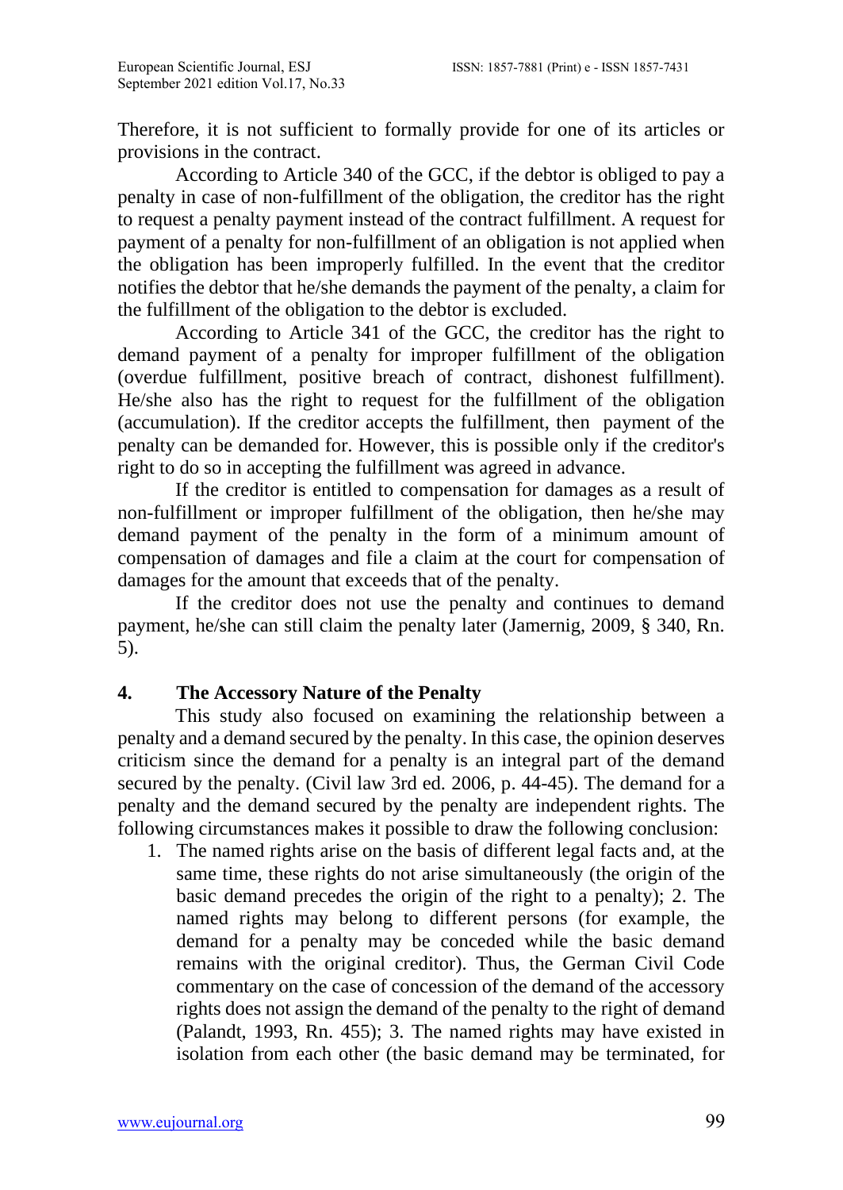Therefore, it is not sufficient to formally provide for one of its articles or provisions in the contract.

According to Article 340 of the GCC, if the debtor is obliged to pay a penalty in case of non-fulfillment of the obligation, the creditor has the right to request a penalty payment instead of the contract fulfillment. A request for payment of a penalty for non-fulfillment of an obligation is not applied when the obligation has been improperly fulfilled. In the event that the creditor notifies the debtor that he/she demands the payment of the penalty, a claim for the fulfillment of the obligation to the debtor is excluded.

According to Article 341 of the GCC, the creditor has the right to demand payment of a penalty for improper fulfillment of the obligation (overdue fulfillment, positive breach of contract, dishonest fulfillment). He/she also has the right to request for the fulfillment of the obligation (accumulation). If the creditor accepts the fulfillment, then payment of the penalty can be demanded for. However, this is possible only if the creditor's right to do so in accepting the fulfillment was agreed in advance.

If the creditor is entitled to compensation for damages as a result of non-fulfillment or improper fulfillment of the obligation, then he/she may demand payment of the penalty in the form of a minimum amount of compensation of damages and file a claim at the court for compensation of damages for the amount that exceeds that of the penalty.

If the creditor does not use the penalty and continues to demand payment, he/she can still claim the penalty later (Jamernig, 2009, § 340, Rn. 5).

## 4. The Accessory Nature of the Penalty

This study also focused on examining the relationship between a penalty and a demand secured by the penalty. In this case, the opinion deserves criticism since the demand for a penalty is an integral part of the demand secured by the penalty. (Civil law 3rd ed. 2006, p. 44-45). The demand for a penalty and the demand secured by the penalty are independent rights. The following circumstances makes it possible to draw the following conclusion:

1. The named rights arise on the basis of different legal facts and, at the same time, these rights do not arise simultaneously (the origin of the basic demand precedes the origin of the right to a penalty); 2. The named rights may belong to different persons (for example, the demand for a penalty may be conceded while the basic demand remains with the original creditor). Thus, the German Civil Code commentary on the case of concession of the demand of the accessory rights does not assign the demand of the penalty to the right of demand (Palandt, 1993, Rn. 455); 3. The named rights may have existed in isolation from each other (the basic demand may be terminated, for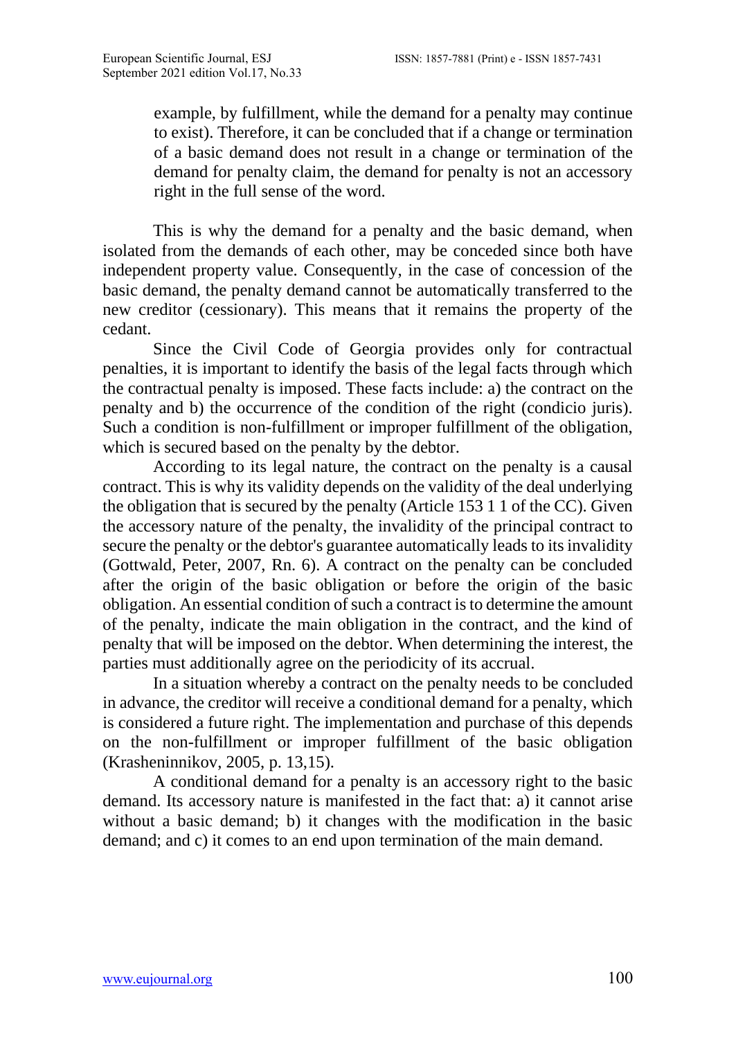example, by fulfillment, while the demand for a penalty may continue to exist). Therefore, it can be concluded that if a change or termination of a basic demand does not result in a change or termination of the demand for penalty claim, the demand for penalty is not an accessory right in the full sense of the word.

This is why the demand for a penalty and the basic demand, when isolated from the demands of each other, may be conceded since both have independent property value. Consequently, in the case of concession of the basic demand, the penalty demand cannot be automatically transferred to the new creditor (cessionary). This means that it remains the property of the cedant.

Since the Civil Code of Georgia provides only for contractual penalties, it is important to identify the basis of the legal facts through which the contractual penalty is imposed. These facts include: a) the contract on the penalty and b) the occurrence of the condition of the right (condicio juris). Such a condition is non-fulfillment or improper fulfillment of the obligation, which is secured based on the penalty by the debtor.

According to its legal nature, the contract on the penalty is a causal contract. This is why its validity depends on the validity of the deal underlying the obligation that is secured by the penalty (Article 153 1 1 of the CC). Given the accessory nature of the penalty, the invalidity of the principal contract to secure the penalty or the debtor's guarantee automatically leads to its invalidity (Gottwald, Peter, 2007, Rn. 6). A contract on the penalty can be concluded after the origin of the basic obligation or before the origin of the basic obligation. An essential condition of such a contract is to determine the amount of the penalty, indicate the main obligation in the contract, and the kind of penalty that will be imposed on the debtor. When determining the interest, the parties must additionally agree on the periodicity of its accrual.

In a situation whereby a contract on the penalty needs to be concluded in advance, the creditor will receive a conditional demand for a penalty, which is considered a future right. The implementation and purchase of this depends on the non-fulfillment or improper fulfillment of the basic obligation (Krasheninnikov, 2005, p. 13,15).

A conditional demand for a penalty is an accessory right to the basic demand. Its accessory nature is manifested in the fact that: a) it cannot arise without a basic demand; b) it changes with the modification in the basic demand; and c) it comes to an end upon termination of the main demand.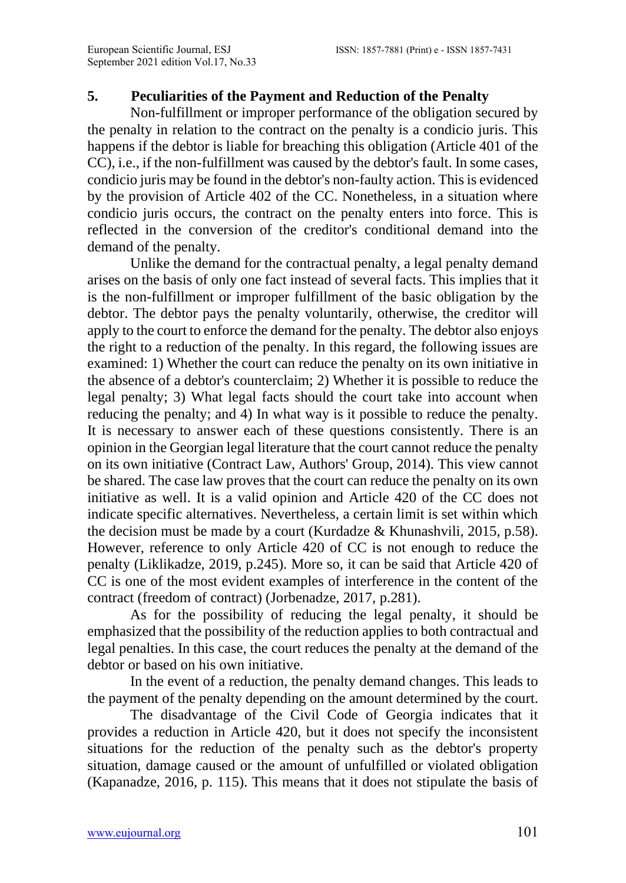## 5. Peculiarities of the Payment and Reduction of the Penalty

Non-fulfillment or improper performance of the obligation secured by the penalty in relation to the contract on the penalty is a condicio juris. This happens if the debtor is liable for breaching this obligation (Article 401 of the CC), i.e., if the non-fulfillment was caused by the debtor's fault. In some cases, condicio juris may be found in the debtor's non-faulty action. This is evidenced by the provision of Article 402 of the CC. Nonetheless, in a situation where condicio juris occurs, the contract on the penalty enters into force. This is reflected in the conversion of the creditor's conditional demand into the demand of the penalty.

Unlike the demand for the contractual penalty, a legal penalty demand arises on the basis of only one fact instead of several facts. This implies that it is the non-fulfillment or improper fulfillment of the basic obligation by the debtor. The debtor pays the penalty voluntarily, otherwise, the creditor will apply to the court to enforce the demand for the penalty. The debtor also enjoys the right to a reduction of the penalty. In this regard, the following issues are examined: 1) Whether the court can reduce the penalty on its own initiative in the absence of a debtor's counterclaim; 2) Whether it is possible to reduce the legal penalty; 3) What legal facts should the court take into account when reducing the penalty; and 4) In what way is it possible to reduce the penalty. It is necessary to answer each of these questions consistently. There is an opinion in the Georgian legal literature that the court cannot reduce the penalty on its own initiative (Contract Law, Authors' Group, 2014). This view cannot be shared. The case law proves that the court can reduce the penalty on its own initiative as well. It is a valid opinion and Article 420 of the CC does not indicate specific alternatives. Nevertheless, a certain limit is set within which the decision must be made by a court (Kurdadze & Khunashvili, 2015, p.58). However, reference to only Article 420 of CC is not enough to reduce the penalty (Liklikadze, 2019, p.245). More so, it can be said that Article 420 of CC is one of the most evident examples of interference in the content of the contract (freedom of contract) (Jorbenadze, 2017, p.281).

As for the possibility of reducing the legal penalty, it should be emphasized that the possibility of the reduction applies to both contractual and legal penalties. In this case, the court reduces the penalty at the demand of the debtor or based on his own initiative.

In the event of a reduction, the penalty demand changes. This leads to the payment of the penalty depending on the amount determined by the court.

The disadvantage of the Civil Code of Georgia indicates that it provides a reduction in Article 420, but it does not specify the inconsistent situations for the reduction of the penalty such as the debtor's property situation, damage caused or the amount of unfulfilled or violated obligation (Kapanadze, 2016, p. 115). This means that it does not stipulate the basis of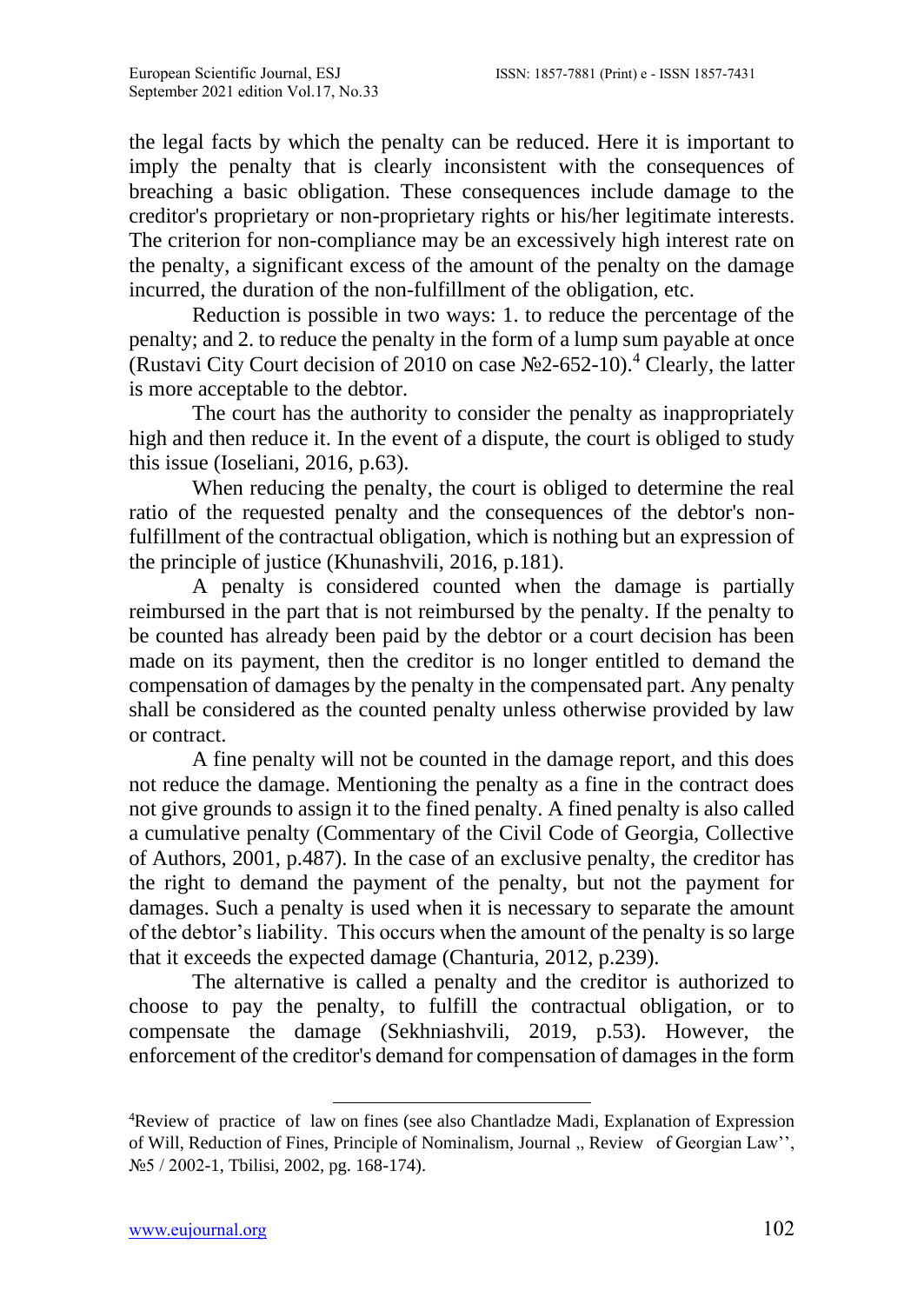the legal facts by which the penalty can be reduced. Here it is important to imply the penalty that is clearly inconsistent with the consequences of breaching a basic obligation. These consequences include damage to the creditor's proprietary or non-proprietary rights or his/her legitimate interests. The criterion for non-compliance may be an excessively high interest rate on the penalty, a significant excess of the amount of the penalty on the damage incurred, the duration of the non-fulfillment of the obligation, etc.

Reduction is possible in two ways: 1. to reduce the percentage of the penalty; and 2. to reduce the penalty in the form of a lump sum payable at once (Rustavi City Court decision of 2010 on case №2-652-10).[4] Clearly, the latter is more acceptable to the debtor.

The court has the authority to consider the penalty as inappropriately high and then reduce it. In the event of a dispute, the court is obliged to study this issue (Ioseliani, 2016, p.63).

When reducing the penalty, the court is obliged to determine the real ratio of the requested penalty and the consequences of the debtor's non-fulfillment of the contractual obligation, which is nothing but an expression of the principle of justice (Khunashvili, 2016, p.181).

A penalty is considered counted when the damage is partially reimbursed in the part that is not reimbursed by the penalty. If the penalty to be counted has already been paid by the debtor or a court decision has been made on its payment, then the creditor is no longer entitled to demand the compensation of damages by the penalty in the compensated part. Any penalty shall be considered as the counted penalty unless otherwise provided by law or contract.

A fine penalty will not be counted in the damage report, and this does not reduce the damage. Mentioning the penalty as a fine in the contract does not give grounds to assign it to the fined penalty. A fined penalty is also called a cumulative penalty (Commentary of the Civil Code of Georgia, Collective of Authors, 2001, p.487). In the case of an exclusive penalty, the creditor has the right to demand the payment of the penalty, but not the payment for damages. Such a penalty is used when it is necessary to separate the amount of the debtor's liability. This occurs when the amount of the penalty is so large that it exceeds the expected damage (Chanturia, 2012, p.239).

The alternative is called a penalty and the creditor is authorized to choose to pay the penalty, to fulfill the contractual obligation, or to compensate the damage (Sekhniashvili, 2019, p.53). However, the enforcement of the creditor's demand for compensation of damages in the form

---

[4] Review of practice of law on fines (see also Chantladze Madi, Explanation of Expression of Will, Reduction of Fines, Principle of Nominalism, Journal ,, Review of Georgian Law'', №5 / 2002-1, Tbilisi, 2002, pg. 168-174).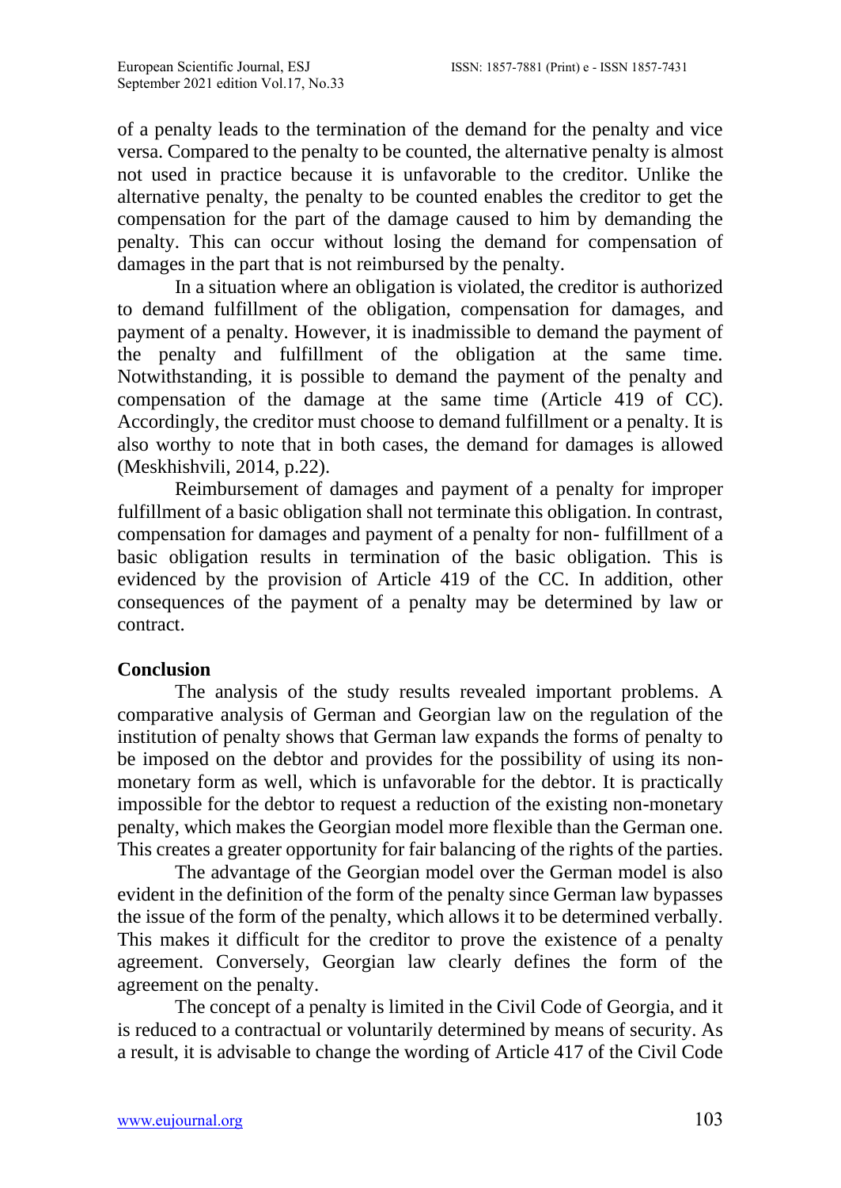of a penalty leads to the termination of the demand for the penalty and vice versa. Compared to the penalty to be counted, the alternative penalty is almost not used in practice because it is unfavorable to the creditor. Unlike the alternative penalty, the penalty to be counted enables the creditor to get the compensation for the part of the damage caused to him by demanding the penalty. This can occur without losing the demand for compensation of damages in the part that is not reimbursed by the penalty.

In a situation where an obligation is violated, the creditor is authorized to demand fulfillment of the obligation, compensation for damages, and payment of a penalty. However, it is inadmissible to demand the payment of the penalty and fulfillment of the obligation at the same time. Notwithstanding, it is possible to demand the payment of the penalty and compensation of the damage at the same time (Article 419 of CC). Accordingly, the creditor must choose to demand fulfillment or a penalty. It is also worthy to note that in both cases, the demand for damages is allowed (Meskhishvili, 2014, p.22).

Reimbursement of damages and payment of a penalty for improper fulfillment of a basic obligation shall not terminate this obligation. In contrast, compensation for damages and payment of a penalty for non- fulfillment of a basic obligation results in termination of the basic obligation. This is evidenced by the provision of Article 419 of the CC. In addition, other consequences of the payment of a penalty may be determined by law or contract.

## Conclusion

The analysis of the study results revealed important problems. A comparative analysis of German and Georgian law on the regulation of the institution of penalty shows that German law expands the forms of penalty to be imposed on the debtor and provides for the possibility of using its non-monetary form as well, which is unfavorable for the debtor. It is practically impossible for the debtor to request a reduction of the existing non-monetary penalty, which makes the Georgian model more flexible than the German one. This creates a greater opportunity for fair balancing of the rights of the parties.

The advantage of the Georgian model over the German model is also evident in the definition of the form of the penalty since German law bypasses the issue of the form of the penalty, which allows it to be determined verbally. This makes it difficult for the creditor to prove the existence of a penalty agreement. Conversely, Georgian law clearly defines the form of the agreement on the penalty.

The concept of a penalty is limited in the Civil Code of Georgia, and it is reduced to a contractual or voluntarily determined by means of security. As a result, it is advisable to change the wording of Article 417 of the Civil Code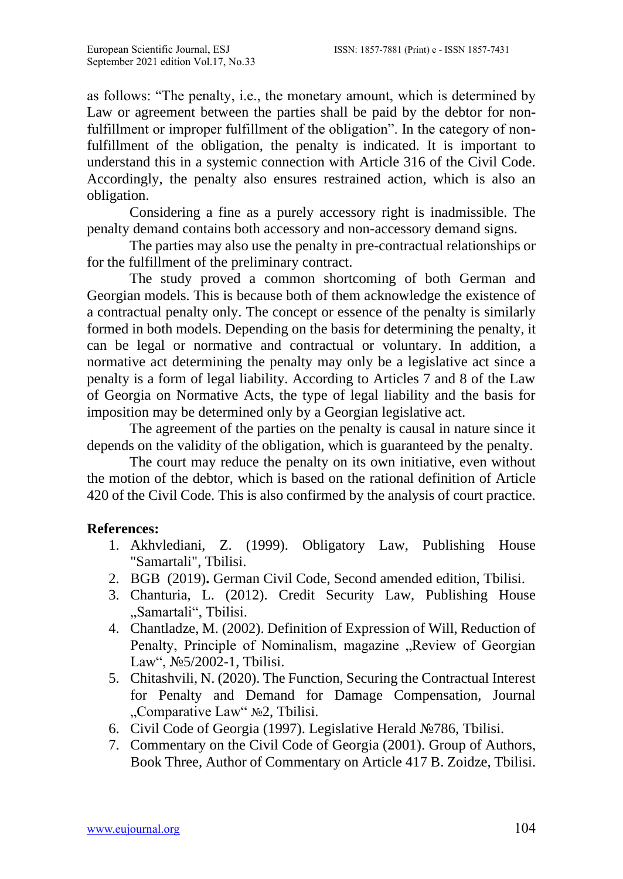as follows: "The penalty, i.e., the monetary amount, which is determined by Law or agreement between the parties shall be paid by the debtor for non-fulfillment or improper fulfillment of the obligation". In the category of non-fulfillment of the obligation, the penalty is indicated. It is important to understand this in a systemic connection with Article 316 of the Civil Code. Accordingly, the penalty also ensures restrained action, which is also an obligation.

Considering a fine as a purely accessory right is inadmissible. The penalty demand contains both accessory and non-accessory demand signs.

The parties may also use the penalty in pre-contractual relationships or for the fulfillment of the preliminary contract.

The study proved a common shortcoming of both German and Georgian models. This is because both of them acknowledge the existence of a contractual penalty only. The concept or essence of the penalty is similarly formed in both models. Depending on the basis for determining the penalty, it can be legal or normative and contractual or voluntary. In addition, a normative act determining the penalty may only be a legislative act since a penalty is a form of legal liability. According to Articles 7 and 8 of the Law of Georgia on Normative Acts, the type of legal liability and the basis for imposition may be determined only by a Georgian legislative act.

The agreement of the parties on the penalty is causal in nature since it depends on the validity of the obligation, which is guaranteed by the penalty.

The court may reduce the penalty on its own initiative, even without the motion of the debtor, which is based on the rational definition of Article 420 of the Civil Code. This is also confirmed by the analysis of court practice.

**References:**

1. Akhvlediani, Z. (1999). Obligatory Law, Publishing House "Samartali", Tbilisi.
2. BGB (2019)**.** German Civil Code, Second amended edition, Tbilisi.
3. Chanturia, L. (2012). Credit Security Law, Publishing House „Samartali", Tbilisi.
4. Chantladze, M. (2002). Definition of Expression of Will, Reduction of Penalty, Principle of Nominalism, magazine „Review of Georgian Law", №5/2002-1, Tbilisi.
5. Chitashvili, N. (2020). The Function, Securing the Contractual Interest for Penalty and Demand for Damage Compensation, Journal „Comparative Law" №2, Tbilisi.
6. Civil Code of Georgia (1997). Legislative Herald №786, Tbilisi.
7. Commentary on the Civil Code of Georgia (2001). Group of Authors, Book Three, Author of Commentary on Article 417 B. Zoidze, Tbilisi.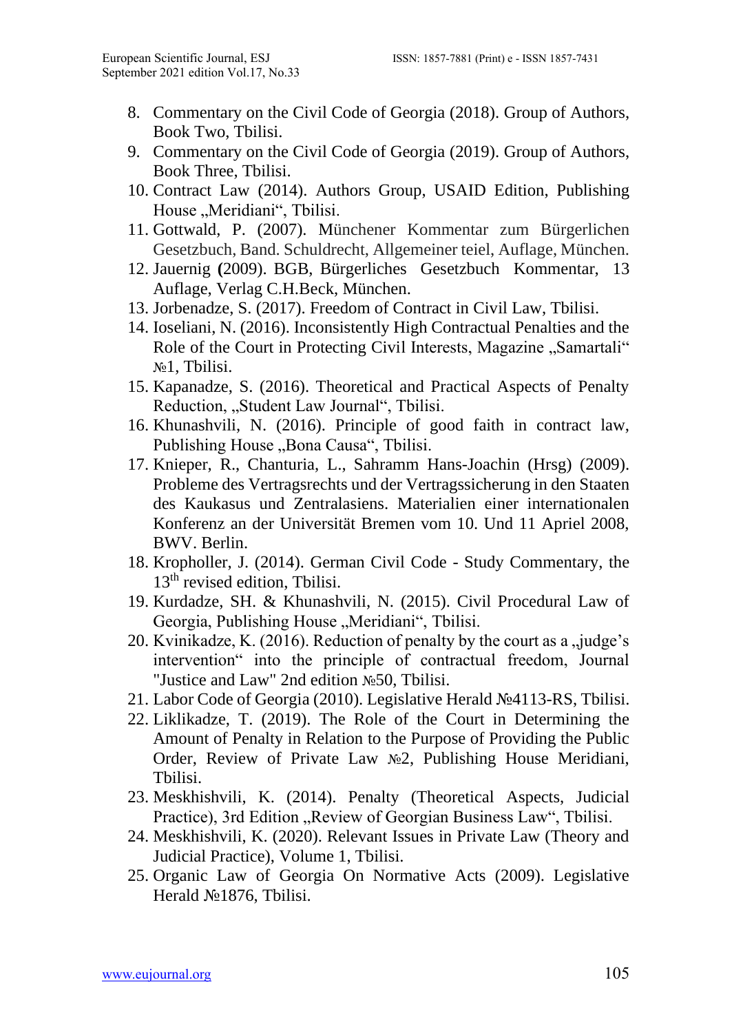8. Commentary on the Civil Code of Georgia (2018). Group of Authors, Book Two, Tbilisi.
9. Commentary on the Civil Code of Georgia (2019). Group of Authors, Book Three, Tbilisi.
10. Contract Law (2014). Authors Group, USAID Edition, Publishing House „Meridiani“, Tbilisi.
11. Gottwald, P. (2007). Münchener Kommentar zum Bürgerlichen Gesetzbuch, Band. Schuldrecht, Allgemeiner teiel, Auflage, München.
12. Jauernig **(**2009). BGB, Bürgerliches Gesetzbuch Kommentar, 13 Auflage, Verlag C.H.Beck, München.
13. Jorbenadze, S. (2017). Freedom of Contract in Civil Law, Tbilisi.
14. Ioseliani, N. (2016). Inconsistently High Contractual Penalties and the Role of the Court in Protecting Civil Interests, Magazine „Samartali“ №1, Tbilisi.
15. Kapanadze, S. (2016). Theoretical and Practical Aspects of Penalty Reduction, „Student Law Journal“, Tbilisi.
16. Khunashvili, N. (2016). Principle of good faith in contract law, Publishing House „Bona Causa“, Tbilisi.
17. Knieper, R., Chanturia, L., Sahramm Hans-Joachin (Hrsg) (2009). Probleme des Vertragsrechts und der Vertragssicherung in den Staaten des Kaukasus und Zentralasiens. Materialien einer internationalen Konferenz an der Universität Bremen vom 10. Und 11 Apriel 2008, BWV. Berlin.
18. Kropholler, J. (2014). German Civil Code - Study Commentary, the 13th revised edition, Tbilisi.
19. Kurdadze, SH. & Khunashvili, N. (2015). Civil Procedural Law of Georgia, Publishing House „Meridiani“, Tbilisi.
20. Kvinikadze, K. (2016). Reduction of penalty by the court as a „judge's intervention“ into the principle of contractual freedom, Journal "Justice and Law" 2nd edition №50, Tbilisi.
21. Labor Code of Georgia (2010). Legislative Herald №4113-RS, Tbilisi.
22. Liklikadze, T. (2019). The Role of the Court in Determining the Amount of Penalty in Relation to the Purpose of Providing the Public Order, Review of Private Law №2, Publishing House Meridiani, Tbilisi.
23. Meskhishvili, K. (2014). Penalty (Theoretical Aspects, Judicial Practice), 3rd Edition „Review of Georgian Business Law“, Tbilisi.
24. Meskhishvili, K. (2020). Relevant Issues in Private Law (Theory and Judicial Practice), Volume 1, Tbilisi.
25. Organic Law of Georgia On Normative Acts (2009). Legislative Herald №1876, Tbilisi.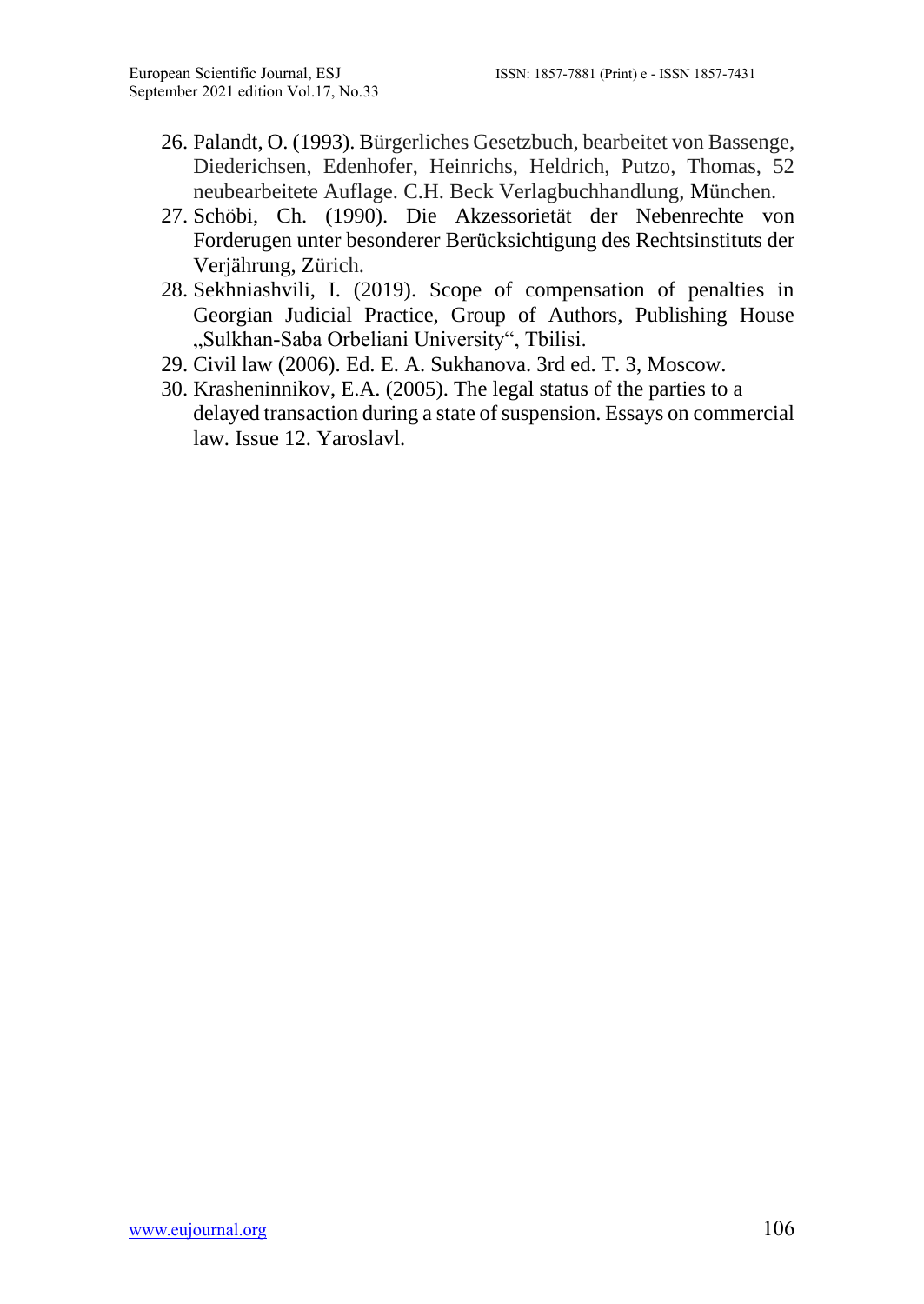26. Palandt, O. (1993). Bürgerliches Gesetzbuch, bearbeitet von Bassenge, Diederichsen, Edenhofer, Heinrichs, Heldrich, Putzo, Thomas, 52 neubearbeitete Auflage. C.H. Beck Verlagbuchhandlung, München.
27. Schöbi, Ch. (1990). Die Akzessorietät der Nebenrechte von Forderugen unter besonderer Berücksichtigung des Rechtsinstituts der Verjährung, Zürich.
28. Sekhniashvili, I. (2019). Scope of compensation of penalties in Georgian Judicial Practice, Group of Authors, Publishing House „Sulkhan-Saba Orbeliani University", Tbilisi.
29. Civil law (2006). Ed. E. A. Sukhanova. 3rd ed. T. 3, Moscow.
30. Krasheninnikov, E.A. (2005). The legal status of the parties to a delayed transaction during a state of suspension. Essays on commercial law. Issue 12. Yaroslavl.